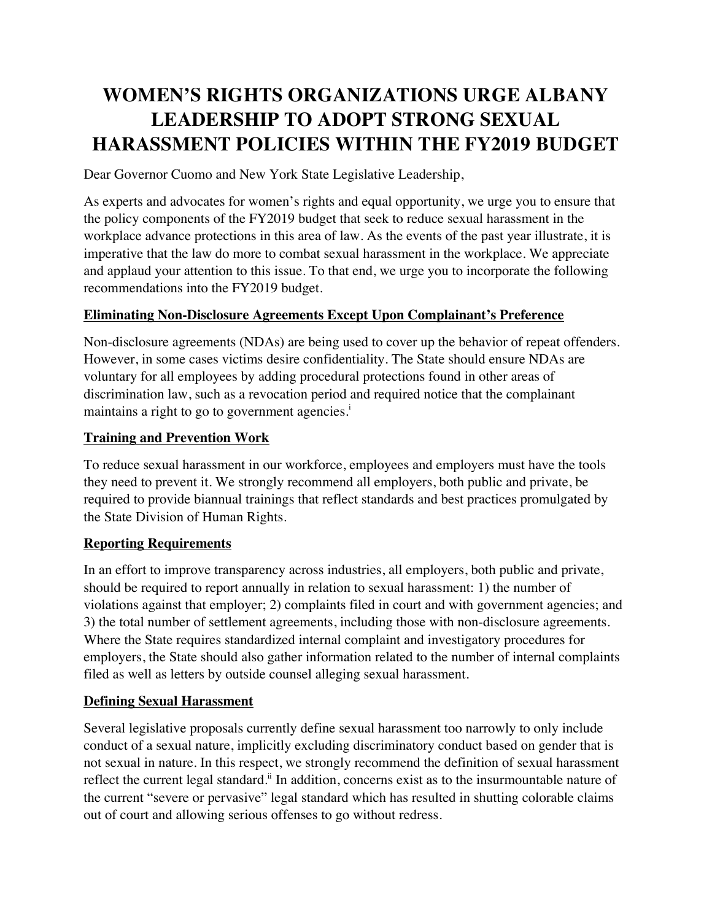# WOMEN'S RIGHTS ORGANIZATIONS URGE ALBANY LEADERSHIP TO ADOPT STRONG SEXUAL HARASSMENT POLICIES WITHIN THE FY2019 BUDGET

Dear Governor Cuomo and New York State Legislative Leadership,

As experts and advocates for women's rights and equal opportunity, we urge you to ensure that the policy components of the FY2019 budget that seek to reduce sexual harassment in the workplace advance protections in this area of law. As the events of the past year illustrate, it is imperative that the law do more to combat sexual harassment in the workplace. We appreciate and applaud your attention to this issue. To that end, we urge you to incorporate the following recommendations into the FY2019 budget.

**Eliminating Non-Disclosure Agreements Except Upon Complainant's Preference**

Non-disclosure agreements (NDAs) are being used to cover up the behavior of repeat offenders. However, in some cases victims desire confidentiality. The State should ensure NDAs are voluntary for all employees by adding procedural protections found in other areas of discrimination law, such as a revocation period and required notice that the complainant maintains a right to go to government agencies.[i]

**Training and Prevention Work**

To reduce sexual harassment in our workforce, employees and employers must have the tools they need to prevent it. We strongly recommend all employers, both public and private, be required to provide biannual trainings that reflect standards and best practices promulgated by the State Division of Human Rights.

**Reporting Requirements**

In an effort to improve transparency across industries, all employers, both public and private, should be required to report annually in relation to sexual harassment: 1) the number of violations against that employer; 2) complaints filed in court and with government agencies; and 3) the total number of settlement agreements, including those with non-disclosure agreements. Where the State requires standardized internal complaint and investigatory procedures for employers, the State should also gather information related to the number of internal complaints filed as well as letters by outside counsel alleging sexual harassment.

**Defining Sexual Harassment**

Several legislative proposals currently define sexual harassment too narrowly to only include conduct of a sexual nature, implicitly excluding discriminatory conduct based on gender that is not sexual in nature. In this respect, we strongly recommend the definition of sexual harassment reflect the current legal standard.[ii] In addition, concerns exist as to the insurmountable nature of the current "severe or pervasive" legal standard which has resulted in shutting colorable claims out of court and allowing serious offenses to go without redress.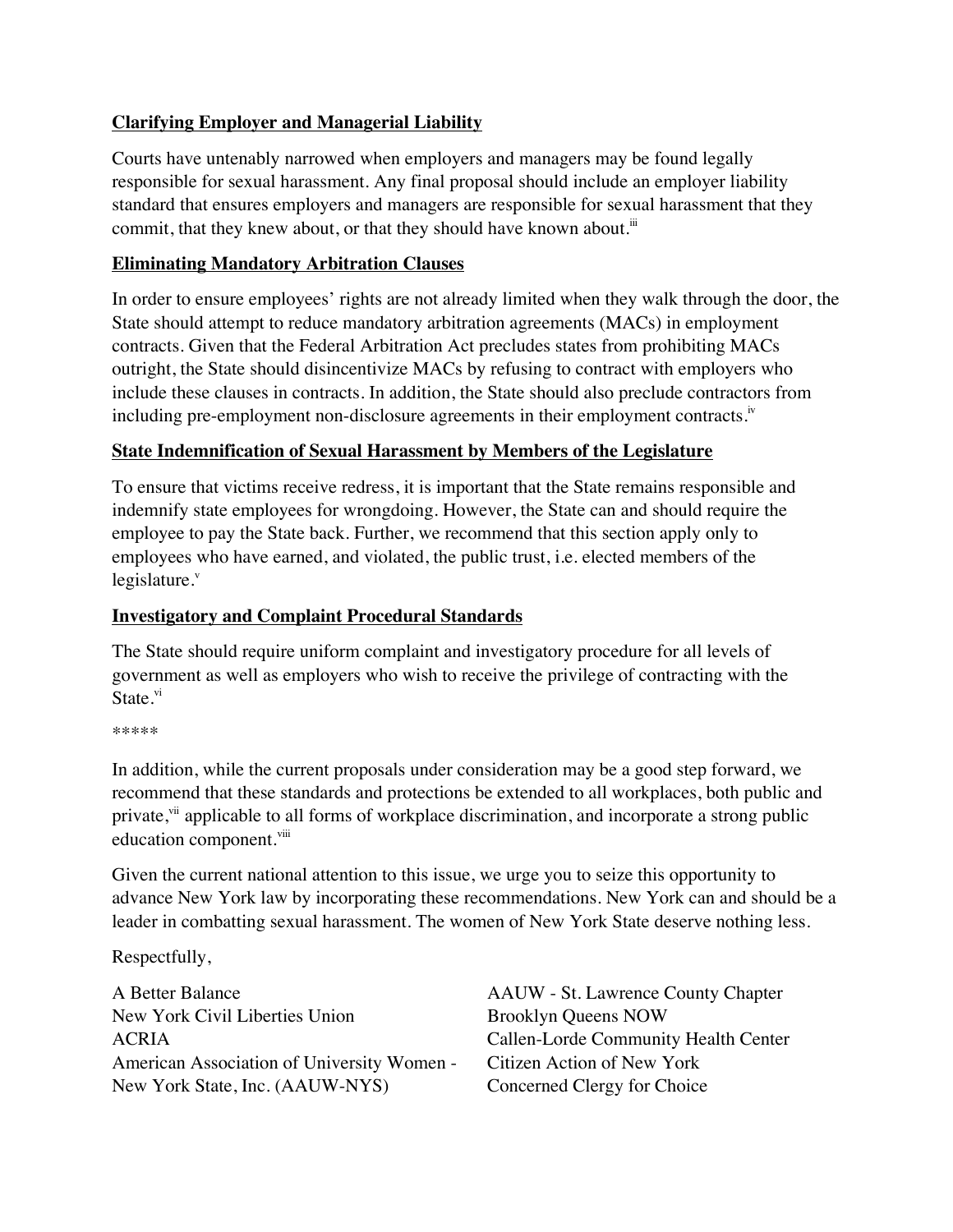**Clarifying Employer and Managerial Liability**

Courts have untenably narrowed when employers and managers may be found legally responsible for sexual harassment. Any final proposal should include an employer liability standard that ensures employers and managers are responsible for sexual harassment that they commit, that they knew about, or that they should have known about.[iii]

**Eliminating Mandatory Arbitration Clauses**

In order to ensure employees' rights are not already limited when they walk through the door, the State should attempt to reduce mandatory arbitration agreements (MACs) in employment contracts. Given that the Federal Arbitration Act precludes states from prohibiting MACs outright, the State should disincentivize MACs by refusing to contract with employers who include these clauses in contracts. In addition, the State should also preclude contractors from including pre-employment non-disclosure agreements in their employment contracts.[iv]

**State Indemnification of Sexual Harassment by Members of the Legislature**

To ensure that victims receive redress, it is important that the State remains responsible and indemnify state employees for wrongdoing. However, the State can and should require the employee to pay the State back. Further, we recommend that this section apply only to employees who have earned, and violated, the public trust, i.e. elected members of the legislature.[v]

**Investigatory and Complaint Procedural Standards**

The State should require uniform complaint and investigatory procedure for all levels of government as well as employers who wish to receive the privilege of contracting with the State.[vi]

*****

In addition, while the current proposals under consideration may be a good step forward, we recommend that these standards and protections be extended to all workplaces, both public and private,[vii] applicable to all forms of workplace discrimination, and incorporate a strong public education component.[viii]

Given the current national attention to this issue, we urge you to seize this opportunity to advance New York law by incorporating these recommendations. New York can and should be a leader in combatting sexual harassment. The women of New York State deserve nothing less.

Respectfully,

A Better Balance
New York Civil Liberties Union
ACRIA
American Association of University Women - New York State, Inc. (AAUW-NYS)
AAUW - St. Lawrence County Chapter
Brooklyn Queens NOW
Callen-Lorde Community Health Center
Citizen Action of New York
Concerned Clergy for Choice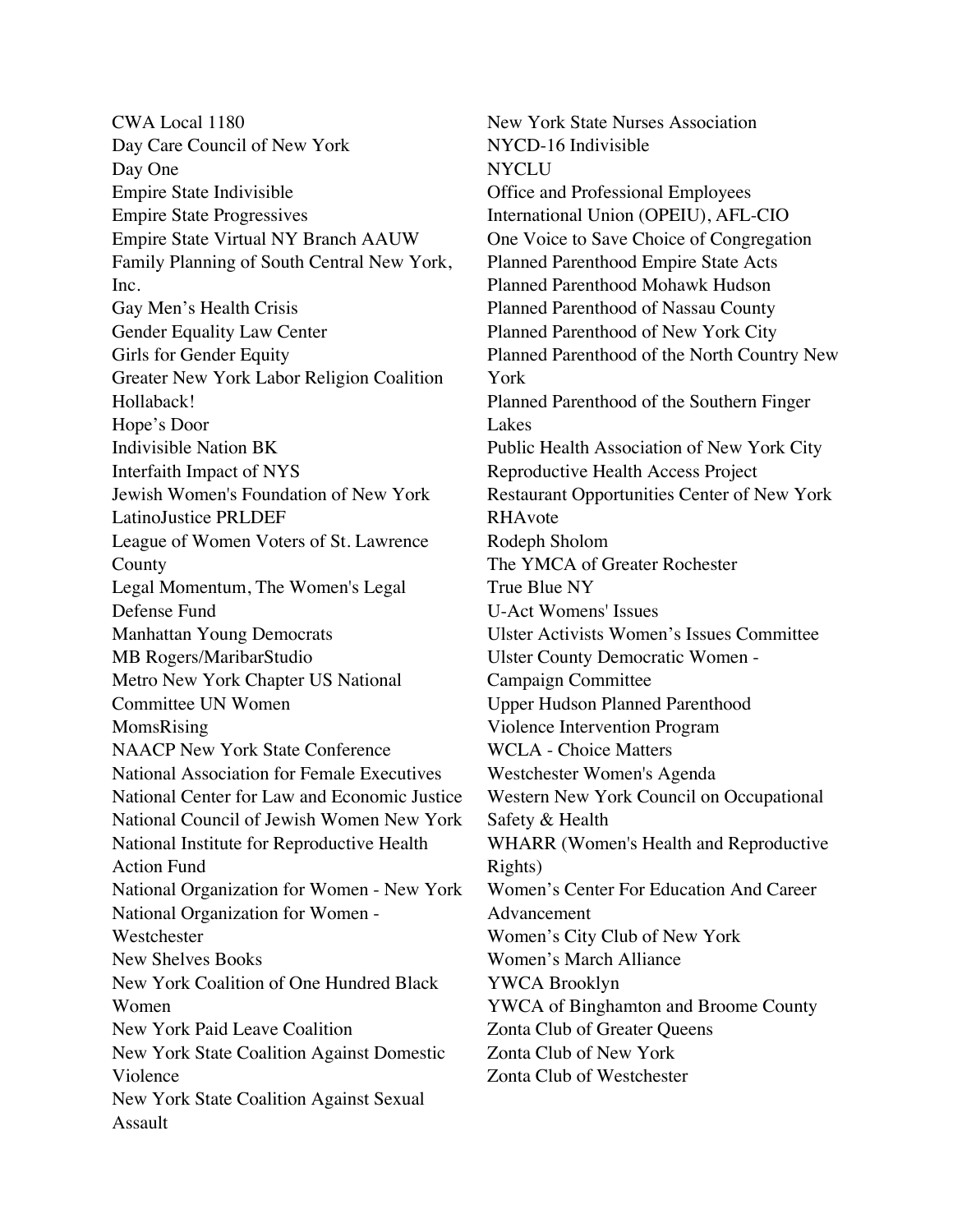CWA Local 1180
Day Care Council of New York
Day One
Empire State Indivisible
Empire State Progressives
Empire State Virtual NY Branch AAUW
Family Planning of South Central New York, Inc.
Gay Men's Health Crisis
Gender Equality Law Center
Girls for Gender Equity
Greater New York Labor Religion Coalition
Hollaback!
Hope's Door
Indivisible Nation BK
Interfaith Impact of NYS
Jewish Women's Foundation of New York
LatinoJustice PRLDEF
League of Women Voters of St. Lawrence County
Legal Momentum, The Women's Legal Defense Fund
Manhattan Young Democrats
MB Rogers/MaribarStudio
Metro New York Chapter US National Committee UN Women
MomsRising
NAACP New York State Conference
National Association for Female Executives
National Center for Law and Economic Justice
National Council of Jewish Women New York
National Institute for Reproductive Health Action Fund
National Organization for Women - New York
National Organization for Women - Westchester
New Shelves Books
New York Coalition of One Hundred Black Women
New York Paid Leave Coalition
New York State Coalition Against Domestic Violence
New York State Coalition Against Sexual Assault
New York State Nurses Association
NYCD-16 Indivisible
NYCLU
Office and Professional Employees International Union (OPEIU), AFL-CIO
One Voice to Save Choice of Congregation
Planned Parenthood Empire State Acts
Planned Parenthood Mohawk Hudson
Planned Parenthood of Nassau County
Planned Parenthood of New York City
Planned Parenthood of the North Country New York
Planned Parenthood of the Southern Finger Lakes
Public Health Association of New York City
Reproductive Health Access Project
Restaurant Opportunities Center of New York
RHAvote
Rodeph Sholom
The YMCA of Greater Rochester
True Blue NY
U-Act Womens' Issues
Ulster Activists Women's Issues Committee
Ulster County Democratic Women - Campaign Committee
Upper Hudson Planned Parenthood
Violence Intervention Program
WCLA - Choice Matters
Westchester Women's Agenda
Western New York Council on Occupational Safety & Health
WHARR (Women's Health and Reproductive Rights)
Women's Center For Education And Career Advancement
Women's City Club of New York
Women's March Alliance
YWCA Brooklyn
YWCA of Binghamton and Broome County
Zonta Club of Greater Queens
Zonta Club of New York
Zonta Club of Westchester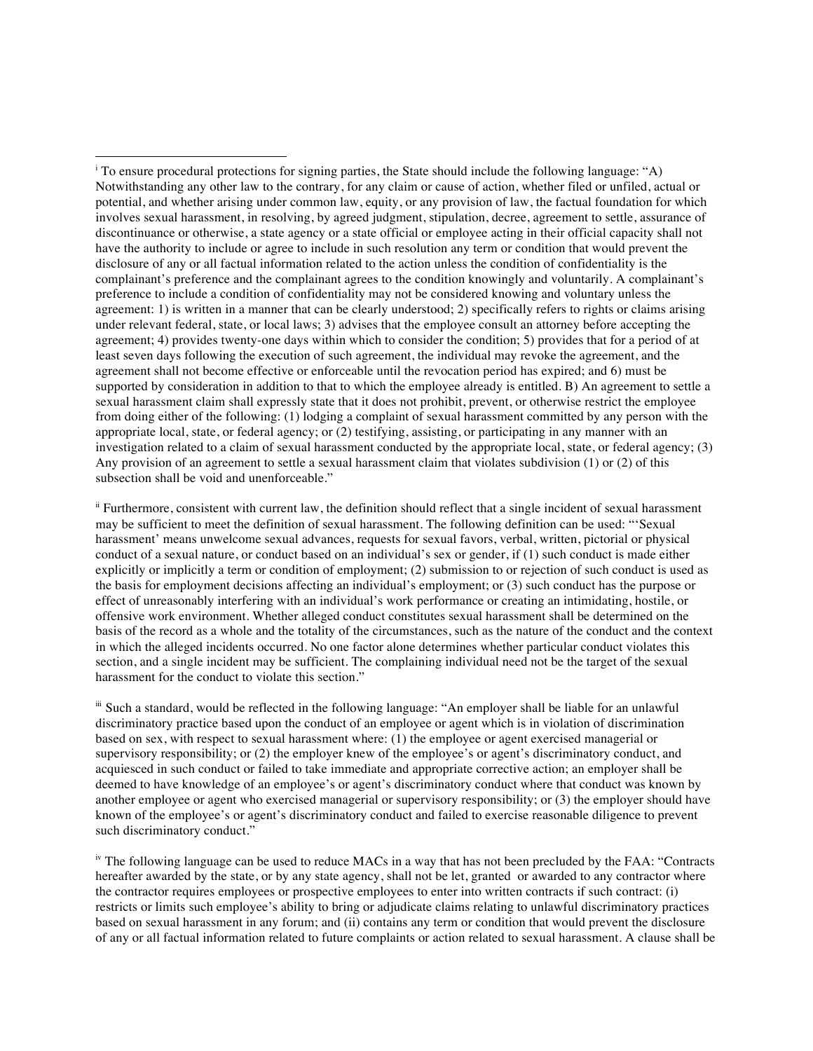[i] To ensure procedural protections for signing parties, the State should include the following language: "A) Notwithstanding any other law to the contrary, for any claim or cause of action, whether filed or unfiled, actual or potential, and whether arising under common law, equity, or any provision of law, the factual foundation for which involves sexual harassment, in resolving, by agreed judgment, stipulation, decree, agreement to settle, assurance of discontinuance or otherwise, a state agency or a state official or employee acting in their official capacity shall not have the authority to include or agree to include in such resolution any term or condition that would prevent the disclosure of any or all factual information related to the action unless the condition of confidentiality is the complainant's preference and the complainant agrees to the condition knowingly and voluntarily. A complainant's preference to include a condition of confidentiality may not be considered knowing and voluntary unless the agreement: 1) is written in a manner that can be clearly understood; 2) specifically refers to rights or claims arising under relevant federal, state, or local laws; 3) advises that the employee consult an attorney before accepting the agreement; 4) provides twenty-one days within which to consider the condition; 5) provides that for a period of at least seven days following the execution of such agreement, the individual may revoke the agreement, and the agreement shall not become effective or enforceable until the revocation period has expired; and 6) must be supported by consideration in addition to that to which the employee already is entitled. B) An agreement to settle a sexual harassment claim shall expressly state that it does not prohibit, prevent, or otherwise restrict the employee from doing either of the following: (1) lodging a complaint of sexual harassment committed by any person with the appropriate local, state, or federal agency; or (2) testifying, assisting, or participating in any manner with an investigation related to a claim of sexual harassment conducted by the appropriate local, state, or federal agency; (3) Any provision of an agreement to settle a sexual harassment claim that violates subdivision (1) or (2) of this subsection shall be void and unenforceable."

[ii] Furthermore, consistent with current law, the definition should reflect that a single incident of sexual harassment may be sufficient to meet the definition of sexual harassment. The following definition can be used: "'Sexual harassment' means unwelcome sexual advances, requests for sexual favors, verbal, written, pictorial or physical conduct of a sexual nature, or conduct based on an individual's sex or gender, if (1) such conduct is made either explicitly or implicitly a term or condition of employment; (2) submission to or rejection of such conduct is used as the basis for employment decisions affecting an individual's employment; or (3) such conduct has the purpose or effect of unreasonably interfering with an individual's work performance or creating an intimidating, hostile, or offensive work environment. Whether alleged conduct constitutes sexual harassment shall be determined on the basis of the record as a whole and the totality of the circumstances, such as the nature of the conduct and the context in which the alleged incidents occurred. No one factor alone determines whether particular conduct violates this section, and a single incident may be sufficient. The complaining individual need not be the target of the sexual harassment for the conduct to violate this section."

[iii] Such a standard, would be reflected in the following language: "An employer shall be liable for an unlawful discriminatory practice based upon the conduct of an employee or agent which is in violation of discrimination based on sex, with respect to sexual harassment where: (1) the employee or agent exercised managerial or supervisory responsibility; or (2) the employer knew of the employee's or agent's discriminatory conduct, and acquiesced in such conduct or failed to take immediate and appropriate corrective action; an employer shall be deemed to have knowledge of an employee's or agent's discriminatory conduct where that conduct was known by another employee or agent who exercised managerial or supervisory responsibility; or (3) the employer should have known of the employee's or agent's discriminatory conduct and failed to exercise reasonable diligence to prevent such discriminatory conduct."

[iv] The following language can be used to reduce MACs in a way that has not been precluded by the FAA: "Contracts hereafter awarded by the state, or by any state agency, shall not be let, granted or awarded to any contractor where the contractor requires employees or prospective employees to enter into written contracts if such contract: (i) restricts or limits such employee's ability to bring or adjudicate claims relating to unlawful discriminatory practices based on sexual harassment in any forum; and (ii) contains any term or condition that would prevent the disclosure of any or all factual information related to future complaints or action related to sexual harassment. A clause shall be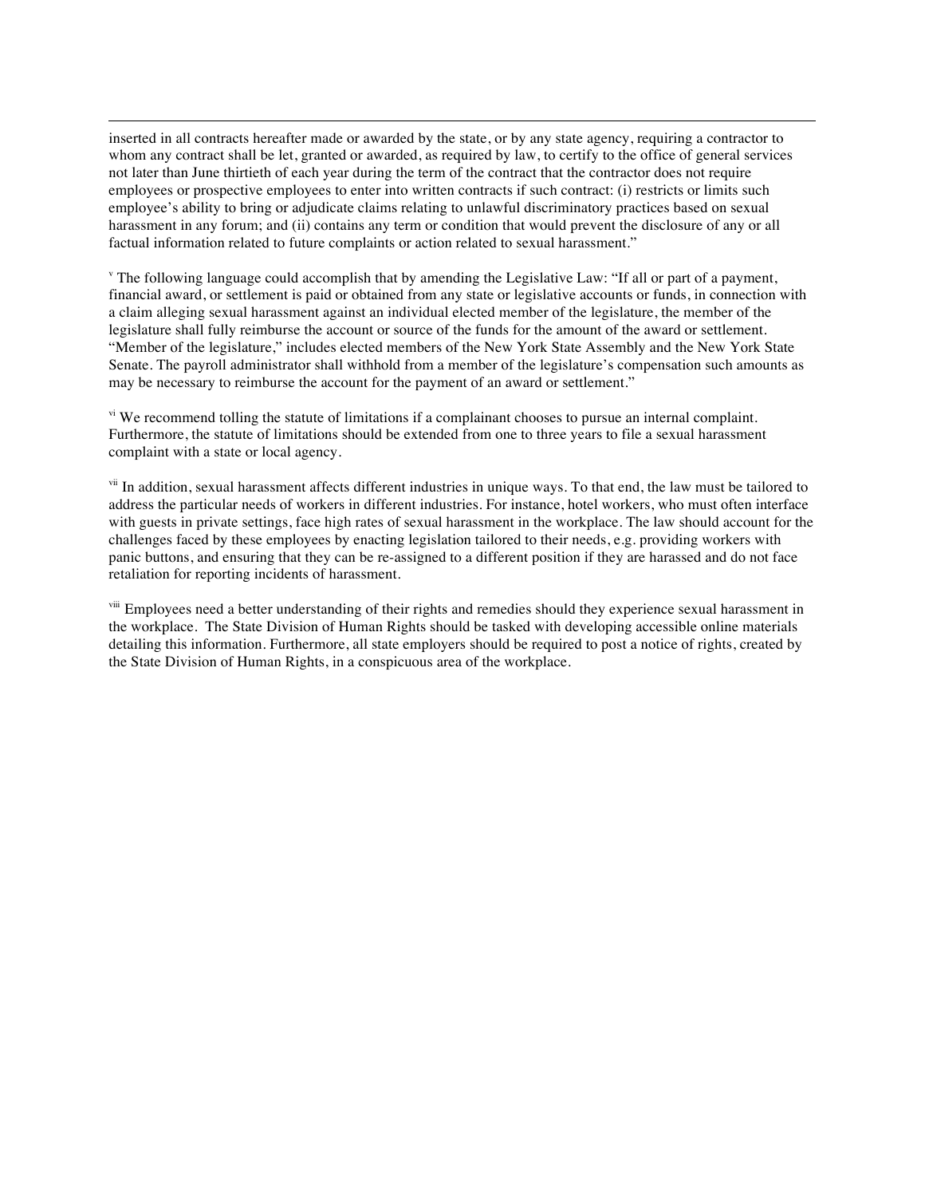inserted in all contracts hereafter made or awarded by the state, or by any state agency, requiring a contractor to whom any contract shall be let, granted or awarded, as required by law, to certify to the office of general services not later than June thirtieth of each year during the term of the contract that the contractor does not require employees or prospective employees to enter into written contracts if such contract: (i) restricts or limits such employee's ability to bring or adjudicate claims relating to unlawful discriminatory practices based on sexual harassment in any forum; and (ii) contains any term or condition that would prevent the disclosure of any or all factual information related to future complaints or action related to sexual harassment."

[v] The following language could accomplish that by amending the Legislative Law: "If all or part of a payment, financial award, or settlement is paid or obtained from any state or legislative accounts or funds, in connection with a claim alleging sexual harassment against an individual elected member of the legislature, the member of the legislature shall fully reimburse the account or source of the funds for the amount of the award or settlement. "Member of the legislature," includes elected members of the New York State Assembly and the New York State Senate. The payroll administrator shall withhold from a member of the legislature's compensation such amounts as may be necessary to reimburse the account for the payment of an award or settlement."

[vi] We recommend tolling the statute of limitations if a complainant chooses to pursue an internal complaint. Furthermore, the statute of limitations should be extended from one to three years to file a sexual harassment complaint with a state or local agency.

[vii] In addition, sexual harassment affects different industries in unique ways. To that end, the law must be tailored to address the particular needs of workers in different industries. For instance, hotel workers, who must often interface with guests in private settings, face high rates of sexual harassment in the workplace. The law should account for the challenges faced by these employees by enacting legislation tailored to their needs, e.g. providing workers with panic buttons, and ensuring that they can be re-assigned to a different position if they are harassed and do not face retaliation for reporting incidents of harassment.

[viii] Employees need a better understanding of their rights and remedies should they experience sexual harassment in the workplace. The State Division of Human Rights should be tasked with developing accessible online materials detailing this information. Furthermore, all state employers should be required to post a notice of rights, created by the State Division of Human Rights, in a conspicuous area of the workplace.